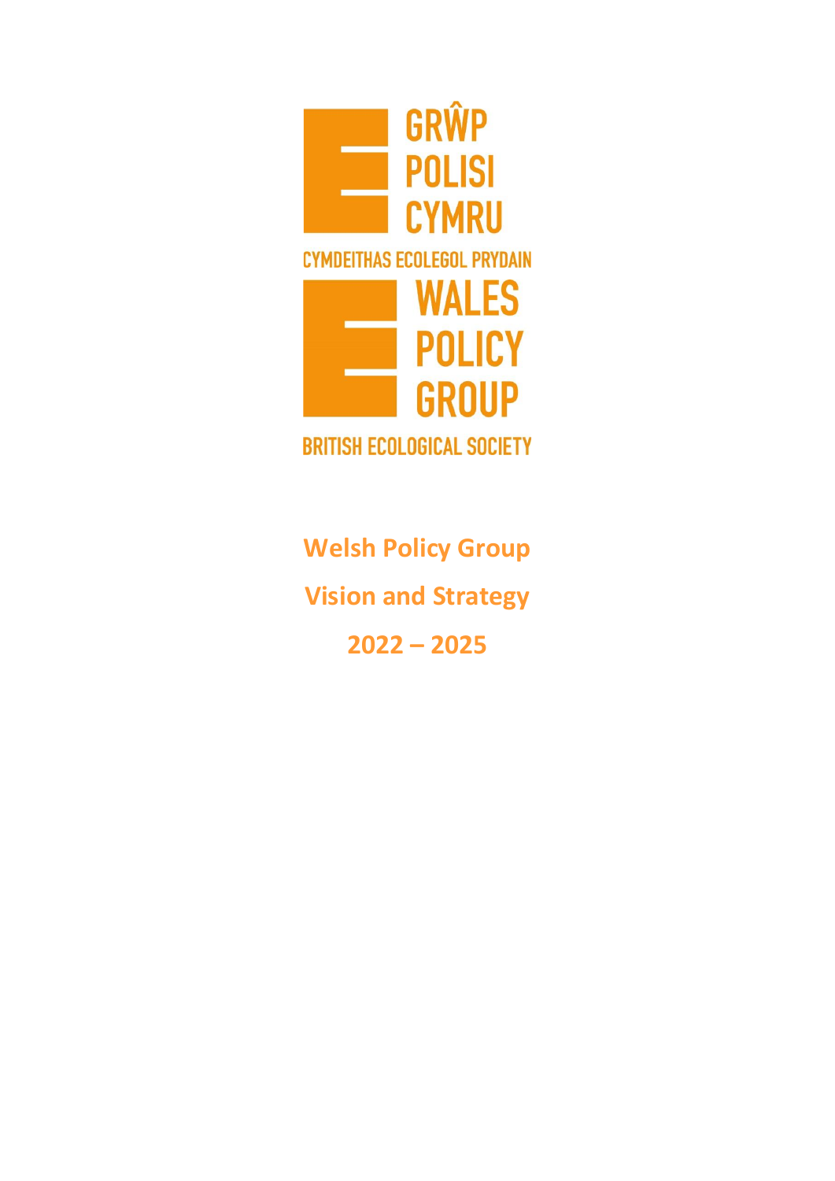GRŴP POLISI CYMRU

CYMDEITHAS ECOLEGOL PRYDAIN

WALES POLICY GROUP

BRITISH ECOLOGICAL SOCIETY

# Welsh Policy Group

# Vision and Strategy

# 2022 – 2025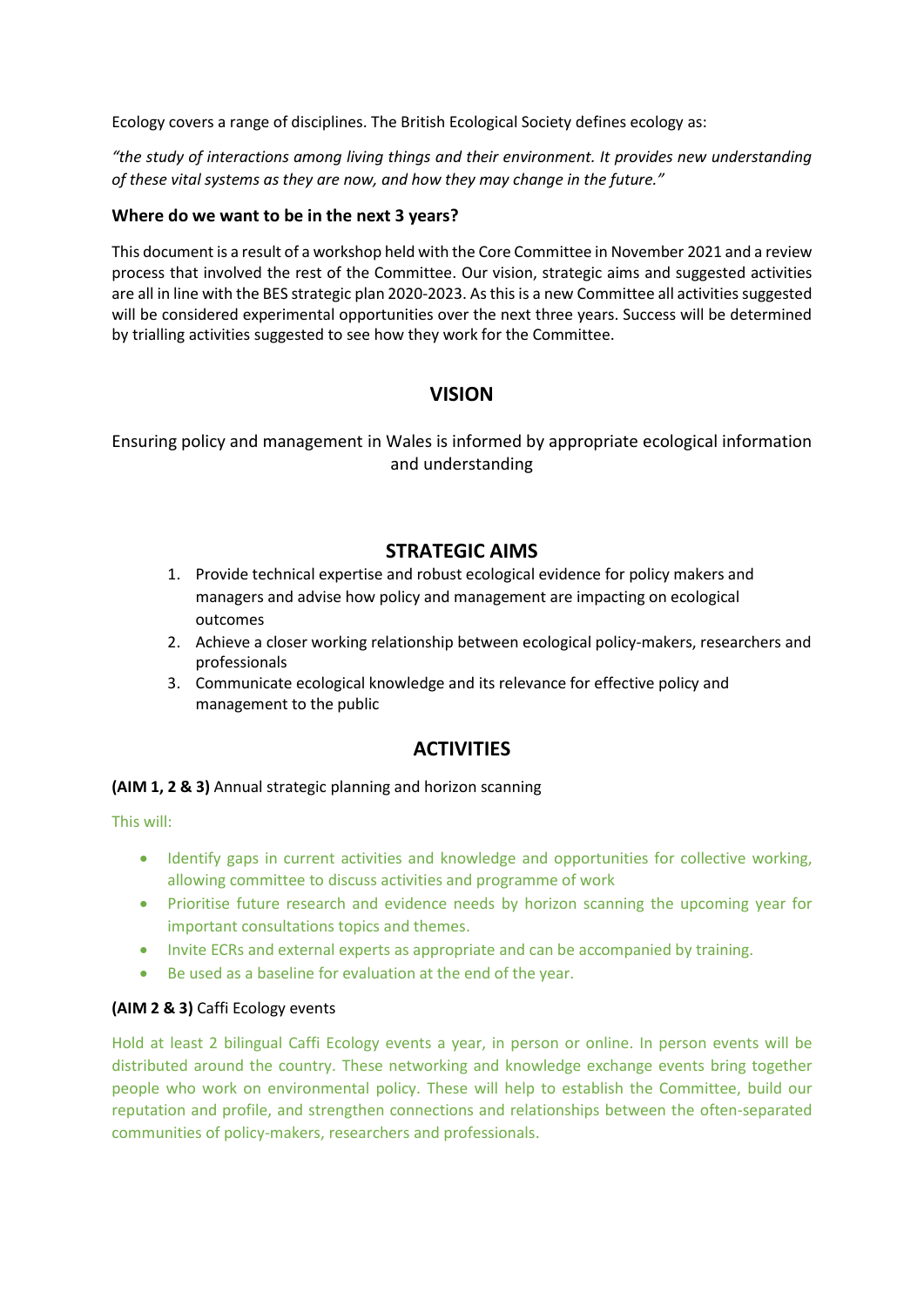Ecology covers a range of disciplines. The British Ecological Society defines ecology as:

*"the study of interactions among living things and their environment. It provides new understanding of these vital systems as they are now, and how they may change in the future."*

### Where do we want to be in the next 3 years?

This document is a result of a workshop held with the Core Committee in November 2021 and a review process that involved the rest of the Committee. Our vision, strategic aims and suggested activities are all in line with the BES strategic plan 2020-2023. As this is a new Committee all activities suggested will be considered experimental opportunities over the next three years. Success will be determined by trialling activities suggested to see how they work for the Committee.

## VISION

Ensuring policy and management in Wales is informed by appropriate ecological information and understanding

## STRATEGIC AIMS

1. Provide technical expertise and robust ecological evidence for policy makers and managers and advise how policy and management are impacting on ecological outcomes
2. Achieve a closer working relationship between ecological policy-makers, researchers and professionals
3. Communicate ecological knowledge and its relevance for effective policy and management to the public

## ACTIVITIES

**(AIM 1, 2 & 3)** Annual strategic planning and horizon scanning

This will:

- Identify gaps in current activities and knowledge and opportunities for collective working, allowing committee to discuss activities and programme of work
- Prioritise future research and evidence needs by horizon scanning the upcoming year for important consultations topics and themes.
- Invite ECRs and external experts as appropriate and can be accompanied by training.
- Be used as a baseline for evaluation at the end of the year.

**(AIM 2 & 3)** Caffi Ecology events

Hold at least 2 bilingual Caffi Ecology events a year, in person or online. In person events will be distributed around the country. These networking and knowledge exchange events bring together people who work on environmental policy. These will help to establish the Committee, build our reputation and profile, and strengthen connections and relationships between the often-separated communities of policy-makers, researchers and professionals.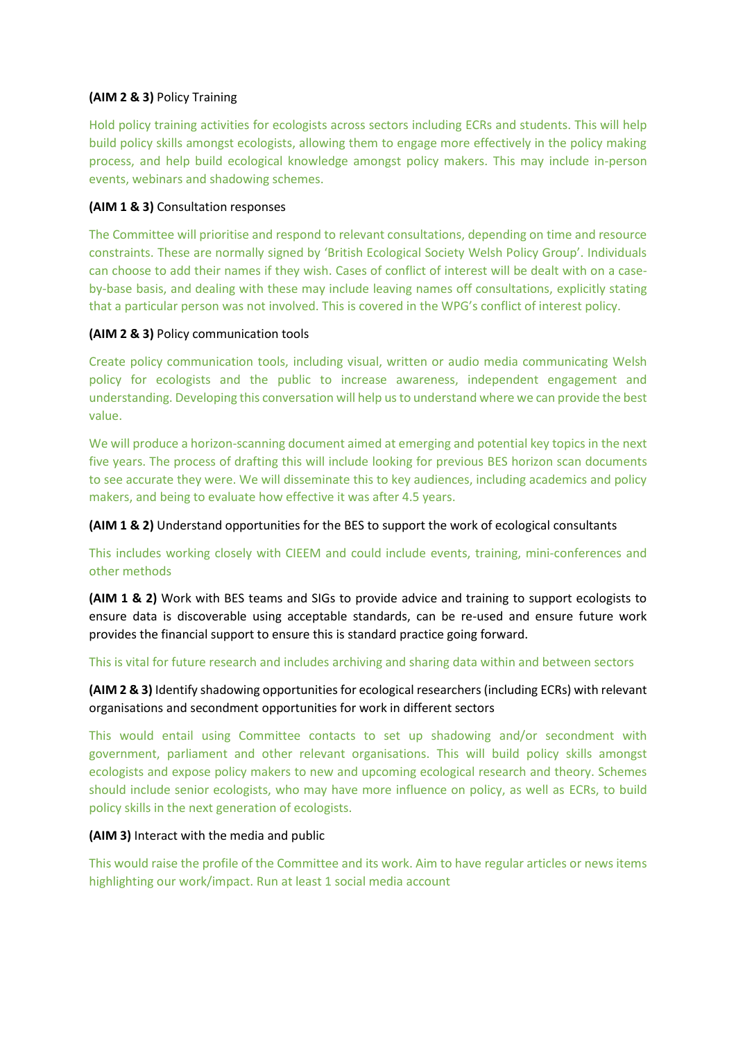**(AIM 2 & 3)** Policy Training

Hold policy training activities for ecologists across sectors including ECRs and students. This will help build policy skills amongst ecologists, allowing them to engage more effectively in the policy making process, and help build ecological knowledge amongst policy makers. This may include in-person events, webinars and shadowing schemes.

**(AIM 1 & 3)** Consultation responses

The Committee will prioritise and respond to relevant consultations, depending on time and resource constraints. These are normally signed by 'British Ecological Society Welsh Policy Group'. Individuals can choose to add their names if they wish. Cases of conflict of interest will be dealt with on a case-by-base basis, and dealing with these may include leaving names off consultations, explicitly stating that a particular person was not involved. This is covered in the WPG's conflict of interest policy.

**(AIM 2 & 3)** Policy communication tools

Create policy communication tools, including visual, written or audio media communicating Welsh policy for ecologists and the public to increase awareness, independent engagement and understanding. Developing this conversation will help us to understand where we can provide the best value.

We will produce a horizon-scanning document aimed at emerging and potential key topics in the next five years. The process of drafting this will include looking for previous BES horizon scan documents to see accurate they were. We will disseminate this to key audiences, including academics and policy makers, and being to evaluate how effective it was after 4.5 years.

**(AIM 1 & 2)** Understand opportunities for the BES to support the work of ecological consultants

This includes working closely with CIEEM and could include events, training, mini-conferences and other methods

**(AIM 1 & 2)** Work with BES teams and SIGs to provide advice and training to support ecologists to ensure data is discoverable using acceptable standards, can be re-used and ensure future work provides the financial support to ensure this is standard practice going forward.

This is vital for future research and includes archiving and sharing data within and between sectors

**(AIM 2 & 3)** Identify shadowing opportunities for ecological researchers (including ECRs) with relevant organisations and secondment opportunities for work in different sectors

This would entail using Committee contacts to set up shadowing and/or secondment with government, parliament and other relevant organisations. This will build policy skills amongst ecologists and expose policy makers to new and upcoming ecological research and theory. Schemes should include senior ecologists, who may have more influence on policy, as well as ECRs, to build policy skills in the next generation of ecologists.

**(AIM 3)** Interact with the media and public

This would raise the profile of the Committee and its work. Aim to have regular articles or news items highlighting our work/impact. Run at least 1 social media account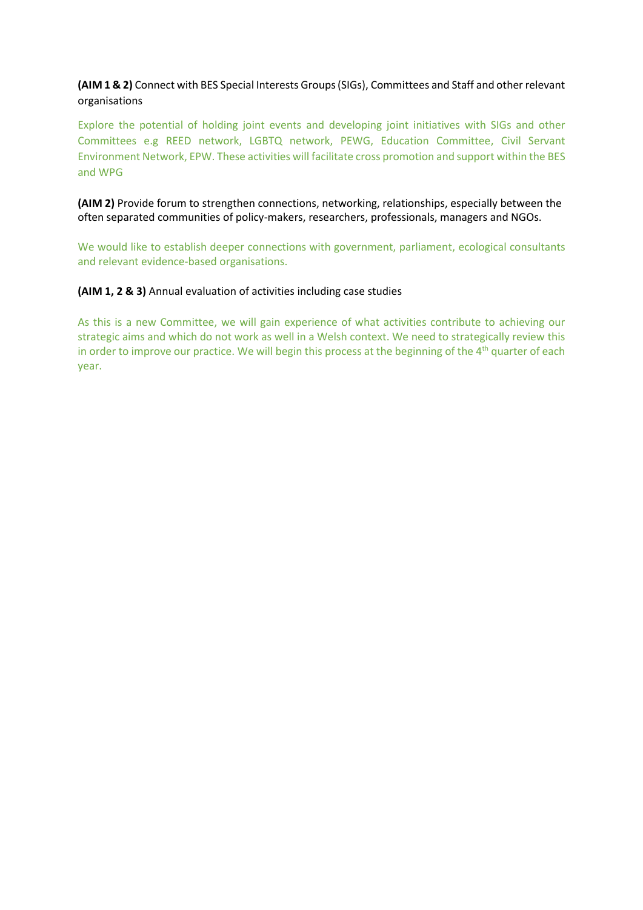**(AIM 1 & 2)** Connect with BES Special Interests Groups (SIGs), Committees and Staff and other relevant organisations

Explore the potential of holding joint events and developing joint initiatives with SIGs and other Committees e.g REED network, LGBTQ network, PEWG, Education Committee, Civil Servant Environment Network, EPW. These activities will facilitate cross promotion and support within the BES and WPG

**(AIM 2)** Provide forum to strengthen connections, networking, relationships, especially between the often separated communities of policy-makers, researchers, professionals, managers and NGOs.

We would like to establish deeper connections with government, parliament, ecological consultants and relevant evidence-based organisations.

**(AIM 1, 2 & 3)** Annual evaluation of activities including case studies

As this is a new Committee, we will gain experience of what activities contribute to achieving our strategic aims and which do not work as well in a Welsh context. We need to strategically review this in order to improve our practice. We will begin this process at the beginning of the 4th quarter of each year.